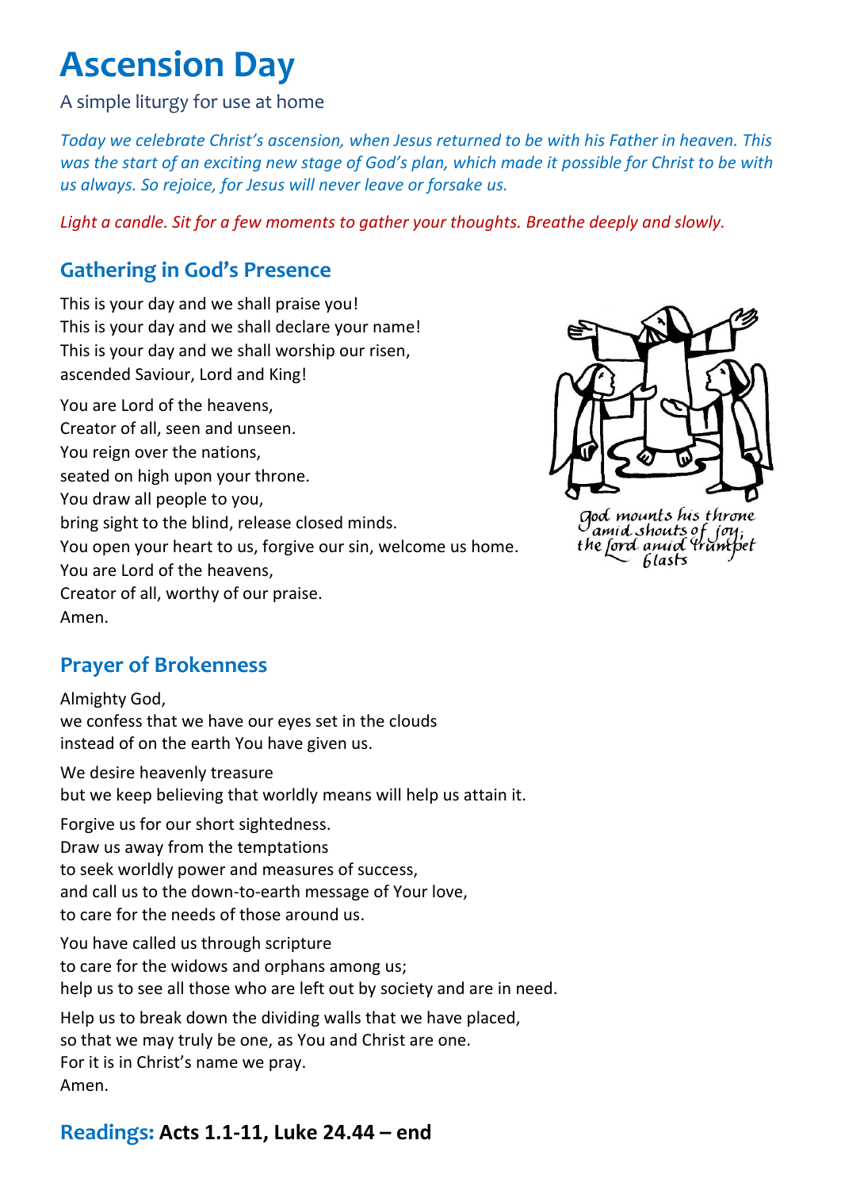# Ascension Day

A simple liturgy for use at home

*Today we celebrate Christ's ascension, when Jesus returned to be with his Father in heaven. This was the start of an exciting new stage of God's plan, which made it possible for Christ to be with us always. So rejoice, for Jesus will never leave or forsake us.*

*Light a candle. Sit for a few moments to gather your thoughts. Breathe deeply and slowly.*

## Gathering in God's Presence

This is your day and we shall praise you!
This is your day and we shall declare your name!
This is your day and we shall worship our risen,
ascended Saviour, Lord and King!

You are Lord of the heavens,
Creator of all, seen and unseen.
You reign over the nations,
seated on high upon your throne.
You draw all people to you,
bring sight to the blind, release closed minds.
You open your heart to us, forgive our sin, welcome us home.
You are Lord of the heavens,
Creator of all, worthy of our praise.
Amen.

God mounts his throne amid shouts of joy; the Lord amid trumpet blasts

## Prayer of Brokenness

Almighty God,
we confess that we have our eyes set in the clouds
instead of on the earth You have given us.

We desire heavenly treasure
but we keep believing that worldly means will help us attain it.

Forgive us for our short sightedness.
Draw us away from the temptations
to seek worldly power and measures of success,
and call us to the down-to-earth message of Your love,
to care for the needs of those around us.

You have called us through scripture
to care for the widows and orphans among us;
help us to see all those who are left out by society and are in need.

Help us to break down the dividing walls that we have placed,
so that we may truly be one, as You and Christ are one.
For it is in Christ's name we pray.
Amen.

## Readings: **Acts 1.1-11, Luke 24.44 – end**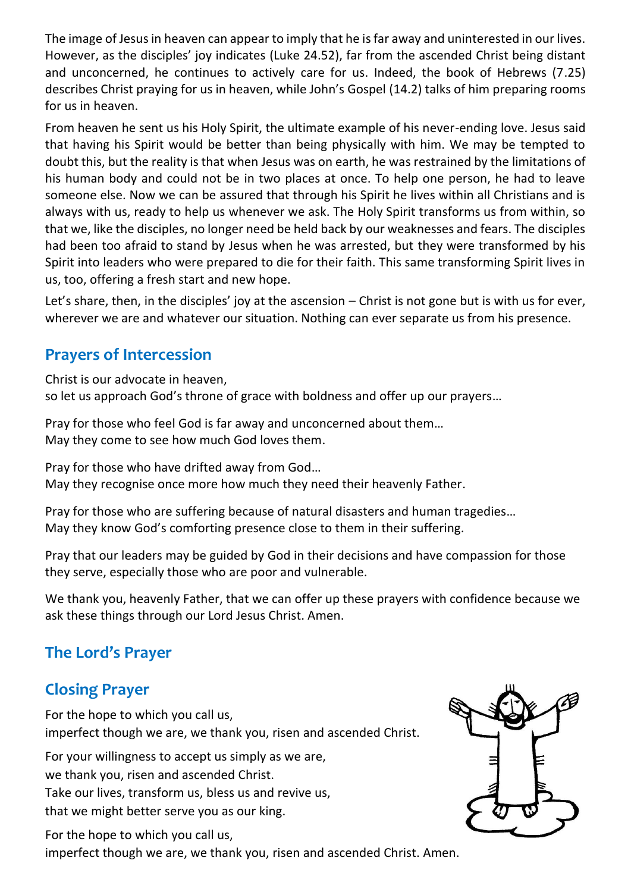The image of Jesus in heaven can appear to imply that he is far away and uninterested in our lives. However, as the disciples' joy indicates (Luke 24.52), far from the ascended Christ being distant and unconcerned, he continues to actively care for us. Indeed, the book of Hebrews (7.25) describes Christ praying for us in heaven, while John's Gospel (14.2) talks of him preparing rooms for us in heaven.

From heaven he sent us his Holy Spirit, the ultimate example of his never-ending love. Jesus said that having his Spirit would be better than being physically with him. We may be tempted to doubt this, but the reality is that when Jesus was on earth, he was restrained by the limitations of his human body and could not be in two places at once. To help one person, he had to leave someone else. Now we can be assured that through his Spirit he lives within all Christians and is always with us, ready to help us whenever we ask. The Holy Spirit transforms us from within, so that we, like the disciples, no longer need be held back by our weaknesses and fears. The disciples had been too afraid to stand by Jesus when he was arrested, but they were transformed by his Spirit into leaders who were prepared to die for their faith. This same transforming Spirit lives in us, too, offering a fresh start and new hope.

Let's share, then, in the disciples' joy at the ascension – Christ is not gone but is with us for ever, wherever we are and whatever our situation. Nothing can ever separate us from his presence.

## Prayers of Intercession

Christ is our advocate in heaven,
so let us approach God's throne of grace with boldness and offer up our prayers…

Pray for those who feel God is far away and unconcerned about them…
May they come to see how much God loves them.

Pray for those who have drifted away from God…
May they recognise once more how much they need their heavenly Father.

Pray for those who are suffering because of natural disasters and human tragedies…
May they know God's comforting presence close to them in their suffering.

Pray that our leaders may be guided by God in their decisions and have compassion for those they serve, especially those who are poor and vulnerable.

We thank you, heavenly Father, that we can offer up these prayers with confidence because we ask these things through our Lord Jesus Christ. Amen.

## The Lord's Prayer

## Closing Prayer

For the hope to which you call us,
imperfect though we are, we thank you, risen and ascended Christ.

For your willingness to accept us simply as we are,
we thank you, risen and ascended Christ.
Take our lives, transform us, bless us and revive us,
that we might better serve you as our king.

For the hope to which you call us,
imperfect though we are, we thank you, risen and ascended Christ. Amen.